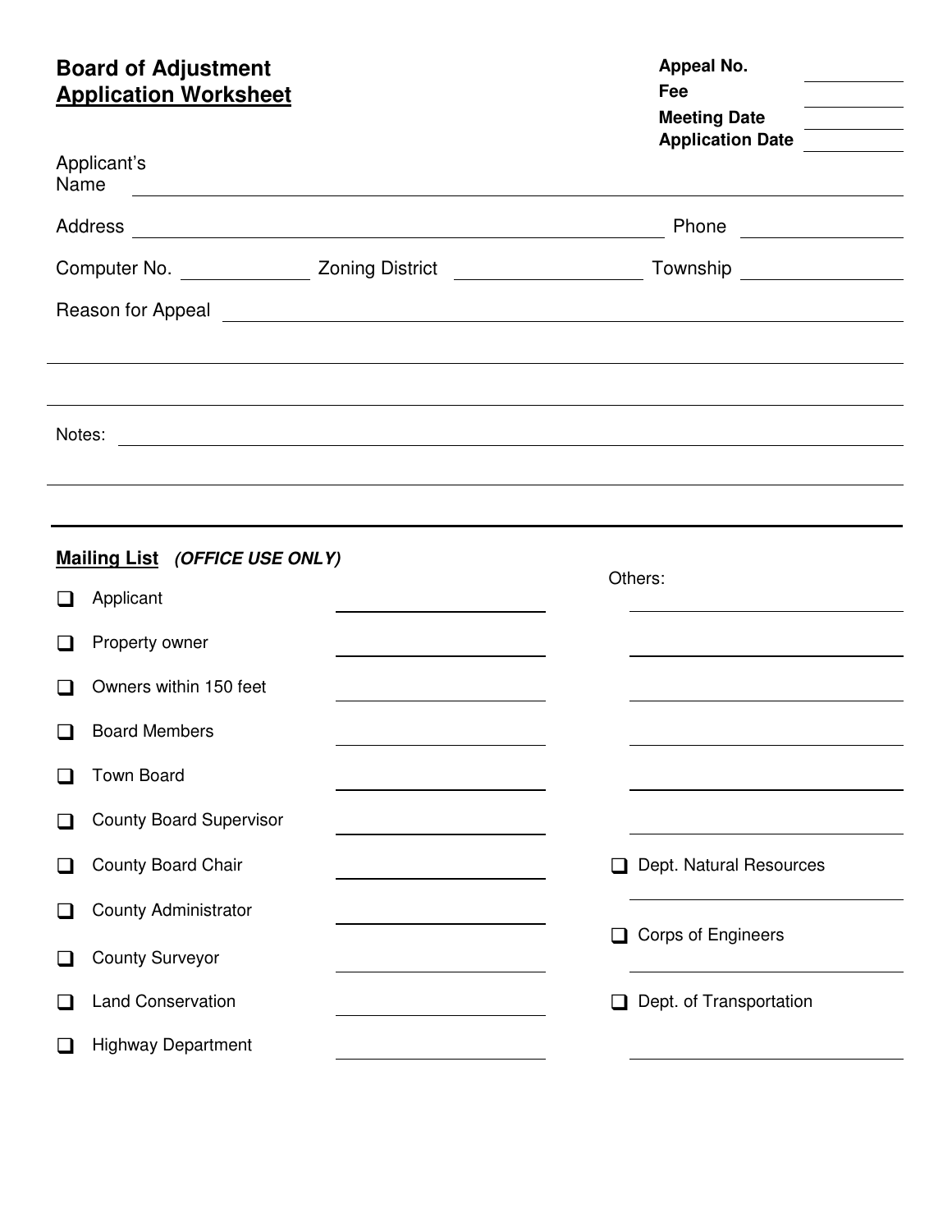# Board of Adjustment
## Application Worksheet

**Appeal No.** ____________
**Fee** ____________
**Meeting Date** ____________
**Application Date** ____________

Applicant's Name ________________________________________________

Address ________________________________________ Phone ____________

Computer No. ____________ Zoning District ____________ Township ____________

Reason for Appeal ________________________________________________

________________________________________________

________________________________________________

Notes: ________________________________________________

________________________________________________

---

**Mailing List** ***(OFFICE USE ONLY)***

- ❑ Applicant ____________
- ❑ Property owner ____________
- ❑ Owners within 150 feet ____________
- ❑ Board Members ____________
- ❑ Town Board ____________
- ❑ County Board Supervisor ____________
- ❑ County Board Chair ____________
- ❑ County Administrator ____________
- ❑ County Surveyor ____________
- ❑ Land Conservation ____________
- ❑ Highway Department ____________

Others:

____________

____________

____________

____________

____________

____________

- ❑ Dept. Natural Resources ____________
- ❑ Corps of Engineers ____________
- ❑ Dept. of Transportation ____________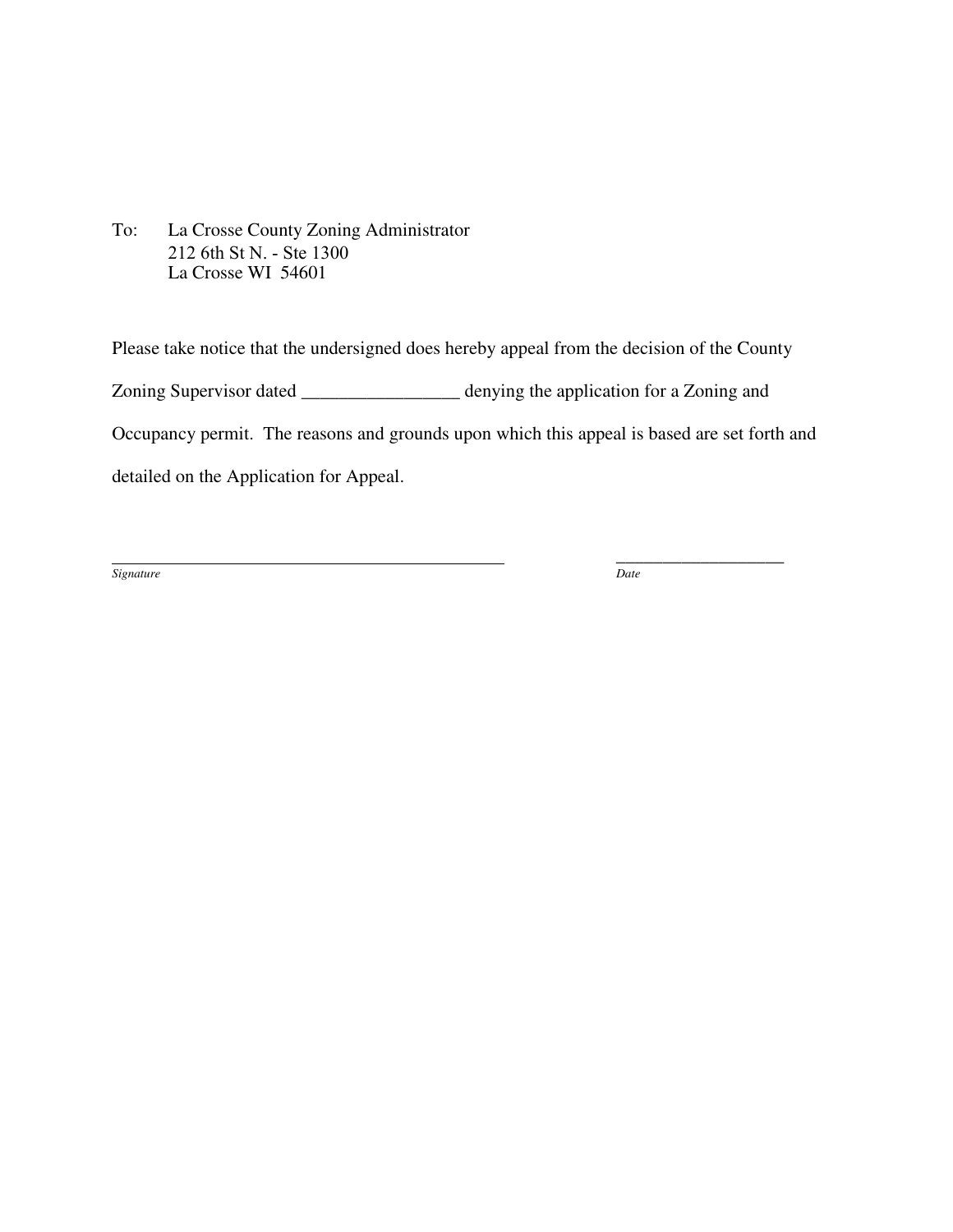To: La Crosse County Zoning Administrator
212 6th St N. - Ste 1300
La Crosse WI 54601

Please take notice that the undersigned does hereby appeal from the decision of the County Zoning Supervisor dated _________________ denying the application for a Zoning and Occupancy permit. The reasons and grounds upon which this appeal is based are set forth and detailed on the Application for Appeal.

_______________________________________________ ____________________

*Signature* *Date*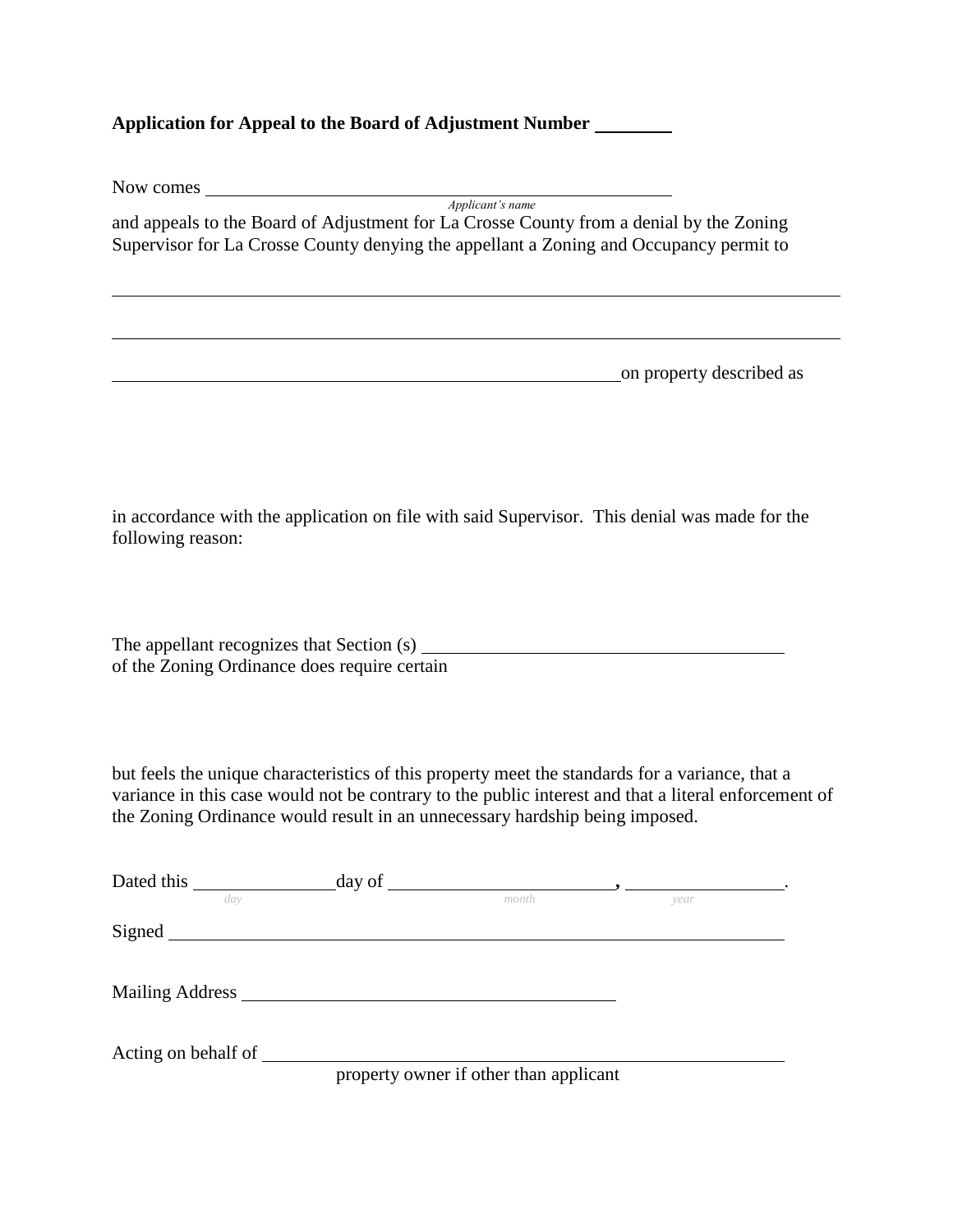**Application for Appeal to the Board of Adjustment Number ________**

Now comes ______________________________________________
*Applicant's name*

and appeals to the Board of Adjustment for La Crosse County from a denial by the Zoning Supervisor for La Crosse County denying the appellant a Zoning and Occupancy permit to

______________________________________________________________________

______________________________________________________________________

______________________________________________ on property described as

in accordance with the application on file with said Supervisor. This denial was made for the following reason:

The appellant recognizes that Section (s) ______________________________ of the Zoning Ordinance does require certain

but feels the unique characteristics of this property meet the standards for a variance, that a variance in this case would not be contrary to the public interest and that a literal enforcement of the Zoning Ordinance would result in an unnecessary hardship being imposed.

Dated this ____________ day of ____________________, ______________.
*day* *month* *year*

Signed ______________________________________________________

Mailing Address ________________________________

Acting on behalf of ______________________________________________
property owner if other than applicant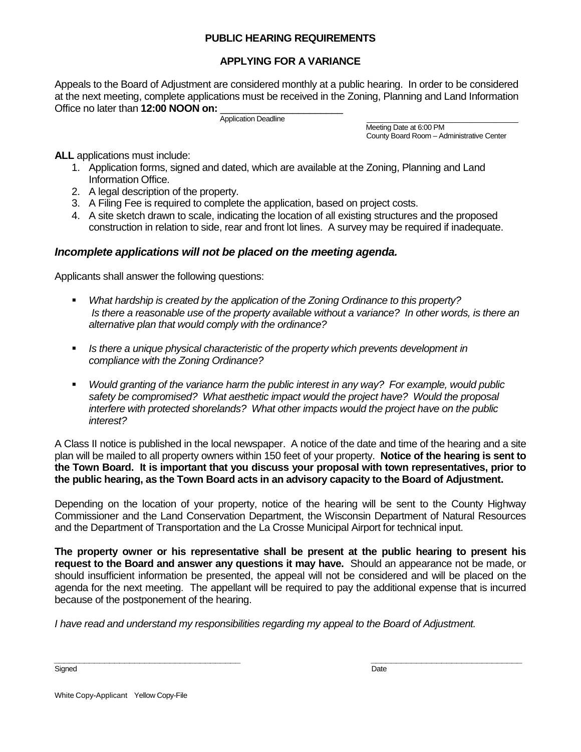## PUBLIC HEARING REQUIREMENTS

## APPLYING FOR A VARIANCE

Appeals to the Board of Adjustment are considered monthly at a public hearing. In order to be considered at the next meeting, complete applications must be received in the Zoning, Planning and Land Information Office no later than **12:00 NOON on:** ______________________

Application Deadline

______________________

Meeting Date at 6:00 PM
County Board Room – Administrative Center

**ALL** applications must include:

1. Application forms, signed and dated, which are available at the Zoning, Planning and Land Information Office.
2. A legal description of the property.
3. A Filing Fee is required to complete the application, based on project costs.
4. A site sketch drawn to scale, indicating the location of all existing structures and the proposed construction in relation to side, rear and front lot lines. A survey may be required if inadequate.

### *Incomplete applications will not be placed on the meeting agenda.*

Applicants shall answer the following questions:

- *What hardship is created by the application of the Zoning Ordinance to this property? Is there a reasonable use of the property available without a variance? In other words, is there an alternative plan that would comply with the ordinance?*
- *Is there a unique physical characteristic of the property which prevents development in compliance with the Zoning Ordinance?*
- *Would granting of the variance harm the public interest in any way? For example, would public safety be compromised? What aesthetic impact would the project have? Would the proposal interfere with protected shorelands? What other impacts would the project have on the public interest?*

A Class II notice is published in the local newspaper. A notice of the date and time of the hearing and a site plan will be mailed to all property owners within 150 feet of your property. **Notice of the hearing is sent to the Town Board. It is important that you discuss your proposal with town representatives, prior to the public hearing, as the Town Board acts in an advisory capacity to the Board of Adjustment.**

Depending on the location of your property, notice of the hearing will be sent to the County Highway Commissioner and the Land Conservation Department, the Wisconsin Department of Natural Resources and the Department of Transportation and the La Crosse Municipal Airport for technical input.

**The property owner or his representative shall be present at the public hearing to present his request to the Board and answer any questions it may have.** Should an appearance not be made, or should insufficient information be presented, the appeal will not be considered and will be placed on the agenda for the next meeting. The appellant will be required to pay the additional expense that is incurred because of the postponement of the hearing.

*I have read and understand my responsibilities regarding my appeal to the Board of Adjustment.*

______________________________________ ______________________________

Signed Date

White Copy-Applicant Yellow Copy-File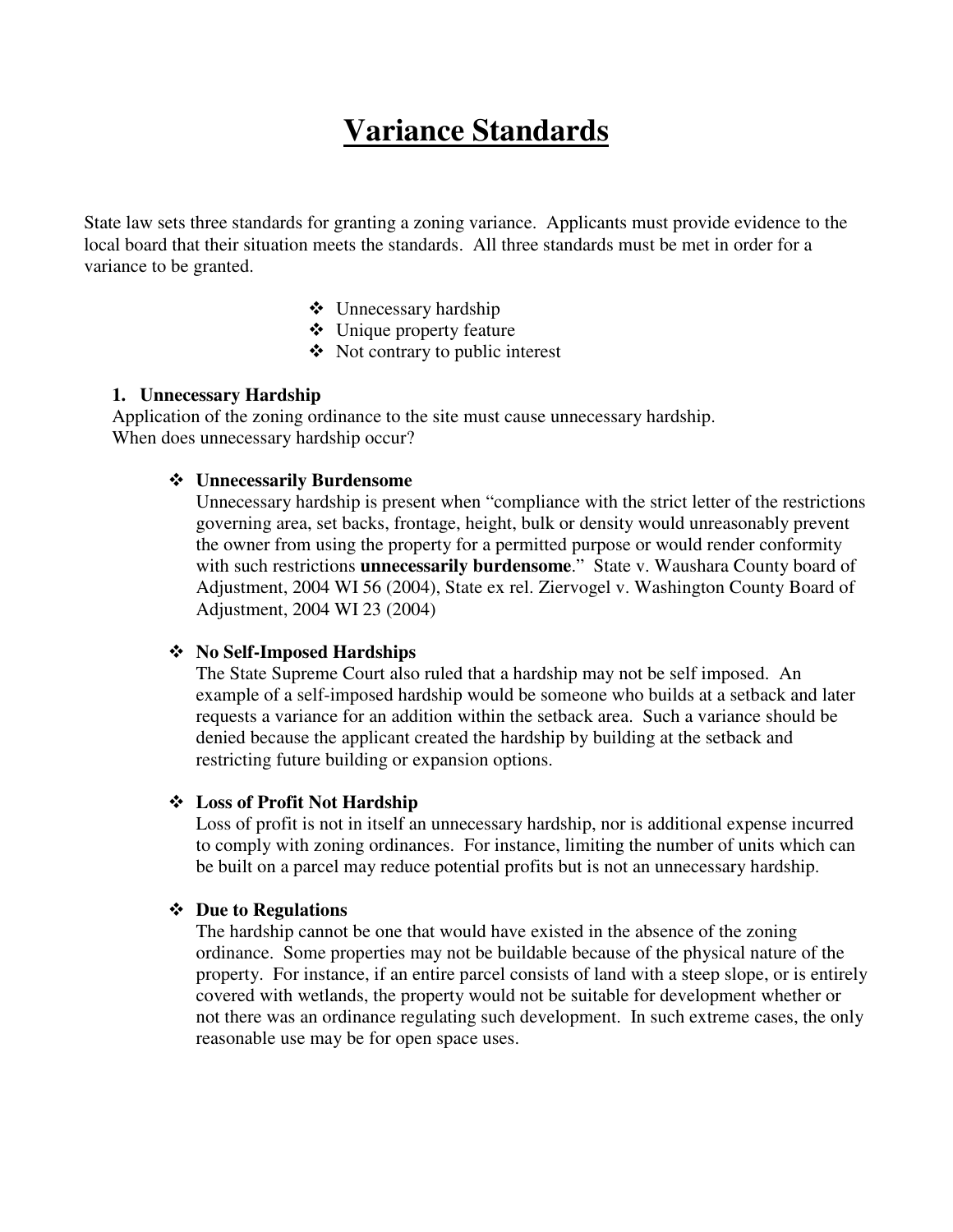# Variance Standards

State law sets three standards for granting a zoning variance. Applicants must provide evidence to the local board that their situation meets the standards. All three standards must be met in order for a variance to be granted.

- Unnecessary hardship
- Unique property feature
- Not contrary to public interest

### 1. Unnecessary Hardship

Application of the zoning ordinance to the site must cause unnecessary hardship. When does unnecessary hardship occur?

- **Unnecessarily Burdensome**
  Unnecessary hardship is present when "compliance with the strict letter of the restrictions governing area, set backs, frontage, height, bulk or density would unreasonably prevent the owner from using the property for a permitted purpose or would render conformity with such restrictions **unnecessarily burdensome**." State v. Waushara County board of Adjustment, 2004 WI 56 (2004), State ex rel. Ziervogel v. Washington County Board of Adjustment, 2004 WI 23 (2004)

- **No Self-Imposed Hardships**
  The State Supreme Court also ruled that a hardship may not be self imposed. An example of a self-imposed hardship would be someone who builds at a setback and later requests a variance for an addition within the setback area. Such a variance should be denied because the applicant created the hardship by building at the setback and restricting future building or expansion options.

- **Loss of Profit Not Hardship**
  Loss of profit is not in itself an unnecessary hardship, nor is additional expense incurred to comply with zoning ordinances. For instance, limiting the number of units which can be built on a parcel may reduce potential profits but is not an unnecessary hardship.

- **Due to Regulations**
  The hardship cannot be one that would have existed in the absence of the zoning ordinance. Some properties may not be buildable because of the physical nature of the property. For instance, if an entire parcel consists of land with a steep slope, or is entirely covered with wetlands, the property would not be suitable for development whether or not there was an ordinance regulating such development. In such extreme cases, the only reasonable use may be for open space uses.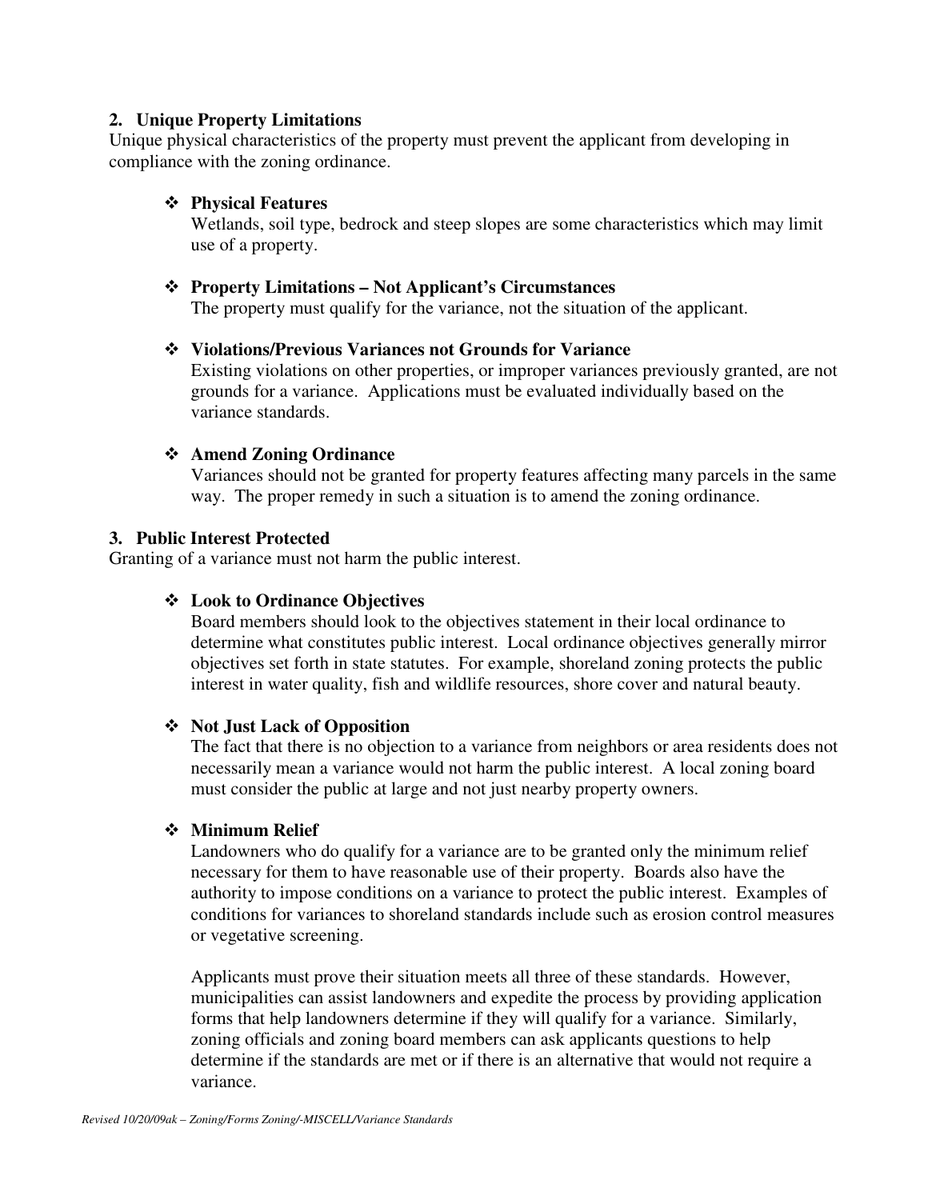**2. Unique Property Limitations**

Unique physical characteristics of the property must prevent the applicant from developing in compliance with the zoning ordinance.

- **Physical Features**
  Wetlands, soil type, bedrock and steep slopes are some characteristics which may limit use of a property.

- **Property Limitations – Not Applicant's Circumstances**
  The property must qualify for the variance, not the situation of the applicant.

- **Violations/Previous Variances not Grounds for Variance**
  Existing violations on other properties, or improper variances previously granted, are not grounds for a variance. Applications must be evaluated individually based on the variance standards.

- **Amend Zoning Ordinance**
  Variances should not be granted for property features affecting many parcels in the same way. The proper remedy in such a situation is to amend the zoning ordinance.

**3. Public Interest Protected**

Granting of a variance must not harm the public interest.

- **Look to Ordinance Objectives**
  Board members should look to the objectives statement in their local ordinance to determine what constitutes public interest. Local ordinance objectives generally mirror objectives set forth in state statutes. For example, shoreland zoning protects the public interest in water quality, fish and wildlife resources, shore cover and natural beauty.

- **Not Just Lack of Opposition**
  The fact that there is no objection to a variance from neighbors or area residents does not necessarily mean a variance would not harm the public interest. A local zoning board must consider the public at large and not just nearby property owners.

- **Minimum Relief**
  Landowners who do qualify for a variance are to be granted only the minimum relief necessary for them to have reasonable use of their property. Boards also have the authority to impose conditions on a variance to protect the public interest. Examples of conditions for variances to shoreland standards include such as erosion control measures or vegetative screening.

  Applicants must prove their situation meets all three of these standards. However, municipalities can assist landowners and expedite the process by providing application forms that help landowners determine if they will qualify for a variance. Similarly, zoning officials and zoning board members can ask applicants questions to help determine if the standards are met or if there is an alternative that would not require a variance.

*Revised 10/20/09ak – Zoning/Forms Zoning/-MISCELL/Variance Standards*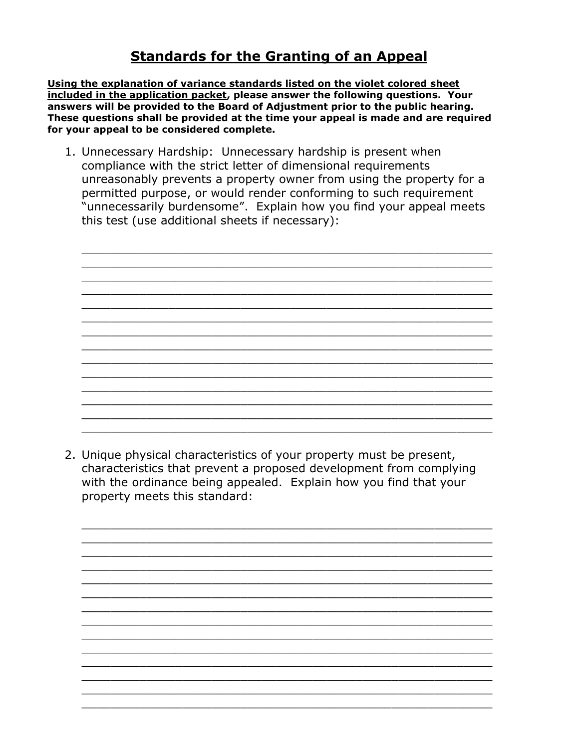# Standards for the Granting of an Appeal

**Using the explanation of variance standards listed on the violet colored sheet included in the application packet, please answer the following questions. Your answers will be provided to the Board of Adjustment prior to the public hearing. These questions shall be provided at the time your appeal is made and are required for your appeal to be considered complete.**

1. Unnecessary Hardship: Unnecessary hardship is present when compliance with the strict letter of dimensional requirements unreasonably prevents a property owner from using the property for a permitted purpose, or would render conforming to such requirement "unnecessarily burdensome". Explain how you find your appeal meets this test (use additional sheets if necessary):

   ______________________________________________________________
   ______________________________________________________________
   ______________________________________________________________
   ______________________________________________________________
   ______________________________________________________________
   ______________________________________________________________
   ______________________________________________________________
   ______________________________________________________________
   ______________________________________________________________
   ______________________________________________________________
   ______________________________________________________________
   ______________________________________________________________
   ______________________________________________________________
   ______________________________________________________________

2. Unique physical characteristics of your property must be present, characteristics that prevent a proposed development from complying with the ordinance being appealed. Explain how you find that your property meets this standard:

   ______________________________________________________________
   ______________________________________________________________
   ______________________________________________________________
   ______________________________________________________________
   ______________________________________________________________
   ______________________________________________________________
   ______________________________________________________________
   ______________________________________________________________
   ______________________________________________________________
   ______________________________________________________________
   ______________________________________________________________
   ______________________________________________________________
   ______________________________________________________________
   ______________________________________________________________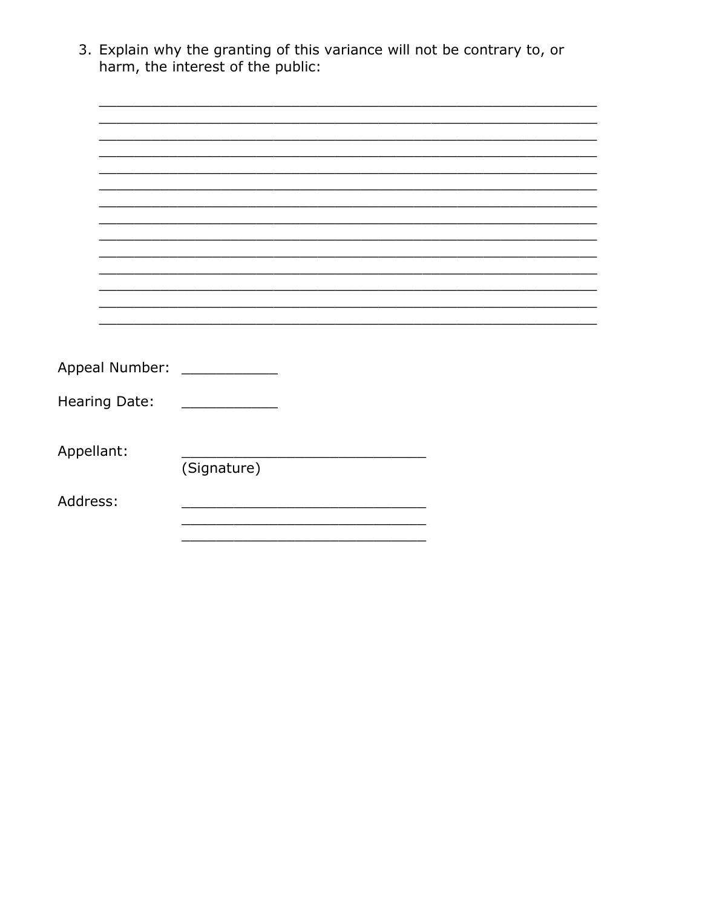3. Explain why the granting of this variance will not be contrary to, or harm, the interest of the public:

____________________________________________________________
____________________________________________________________
____________________________________________________________
____________________________________________________________
____________________________________________________________
____________________________________________________________
____________________________________________________________
____________________________________________________________
____________________________________________________________
____________________________________________________________
____________________________________________________________
____________________________________________________________
____________________________________________________________
____________________________________________________________

Appeal Number: ___________

Hearing Date: ___________

Appellant: _____________________________
(Signature)

Address: _____________________________
_____________________________
_____________________________